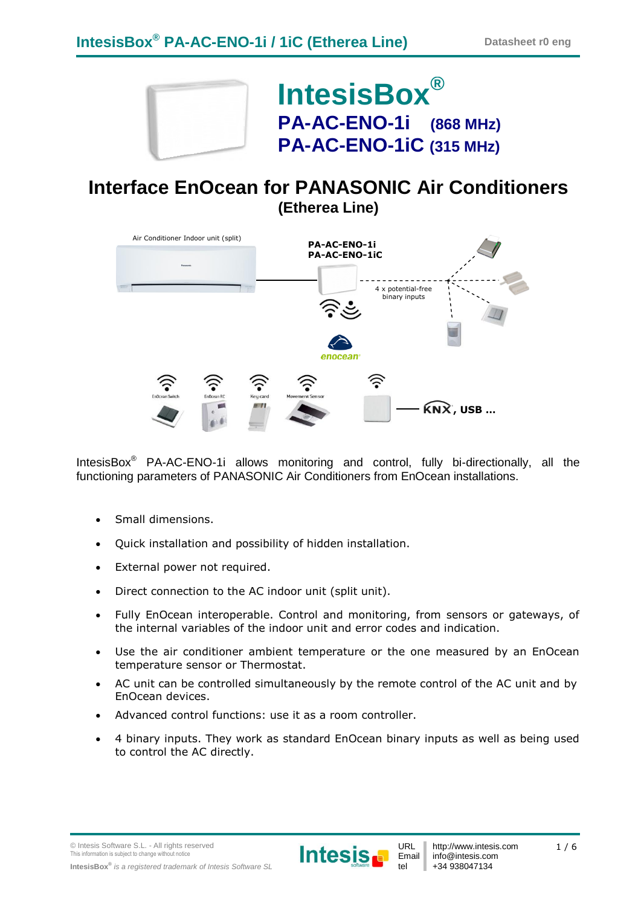# IntesisBox®

## PA-AC-ENO-1i (868 MHz)
## PA-AC-ENO-1iC (315 MHz)

# Interface EnOcean for PANASONIC Air Conditioners
## (Etherea Line)

IntesisBox® PA-AC-ENO-1i allows monitoring and control, fully bi-directionally, all the functioning parameters of PANASONIC Air Conditioners from EnOcean installations.

- Small dimensions.
- Quick installation and possibility of hidden installation.
- External power not required.
- Direct connection to the AC indoor unit (split unit).
- Fully EnOcean interoperable. Control and monitoring, from sensors or gateways, of the internal variables of the indoor unit and error codes and indication.
- Use the air conditioner ambient temperature or the one measured by an EnOcean temperature sensor or Thermostat.
- AC unit can be controlled simultaneously by the remote control of the AC unit and by EnOcean devices.
- Advanced control functions: use it as a room controller.
- 4 binary inputs. They work as standard EnOcean binary inputs as well as being used to control the AC directly.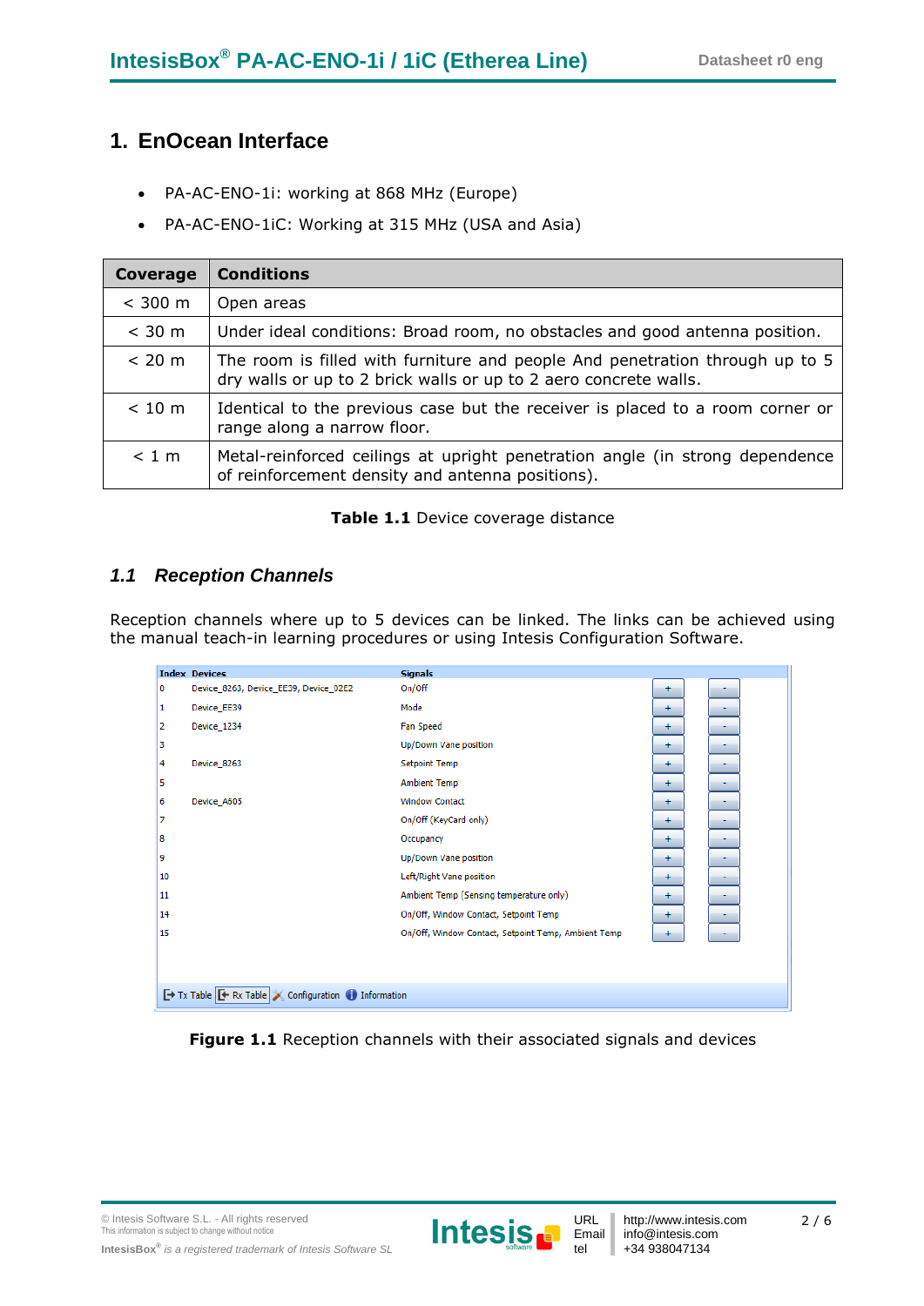# 1. EnOcean Interface

- PA-AC-ENO-1i: working at 868 MHz (Europe)
- PA-AC-ENO-1iC: Working at 315 MHz (USA and Asia)

| Coverage | Conditions |
|---|---|
| < 300 m | Open areas |
| < 30 m | Under ideal conditions: Broad room, no obstacles and good antenna position. |
| < 20 m | The room is filled with furniture and people And penetration through up to 5 dry walls or up to 2 brick walls or up to 2 aero concrete walls. |
| < 10 m | Identical to the previous case but the receiver is placed to a room corner or range along a narrow floor. |
| < 1 m | Metal-reinforced ceilings at upright penetration angle (in strong dependence of reinforcement density and antenna positions). |

**Table 1.1** Device coverage distance

## *1.1 Reception Channels*

Reception channels where up to 5 devices can be linked. The links can be achieved using the manual teach-in learning procedures or using Intesis Configuration Software.

| Index | Devices | Signals | | |
|---|---|---|---|---|
| 0 | Device_8263, Device_EE39, Device_02E2 | On/Off | + | - |
| 1 | Device_EE39 | Mode | + | - |
| 2 | Device_1234 | Fan Speed | + | - |
| 3 | | Up/Down Vane position | + | - |
| 4 | Device_8263 | Setpoint Temp | + | - |
| 5 | | Ambient Temp | + | - |
| 6 | Device_A605 | Window Contact | + | - |
| 7 | | On/Off (KeyCard only) | + | - |
| 8 | | Occupancy | + | - |
| 9 | | Up/Down Vane position | + | - |
| 10 | | Left/Right Vane position | + | - |
| 11 | | Ambient Temp (Sensing temperature only) | + | - |
| 14 | | On/Off, Window Contact, Setpoint Temp | + | - |
| 15 | | On/Off, Window Contact, Setpoint Temp, Ambient Temp | + | - |

Tx Table | Rx Table | Configuration | Information

**Figure 1.1** Reception channels with their associated signals and devices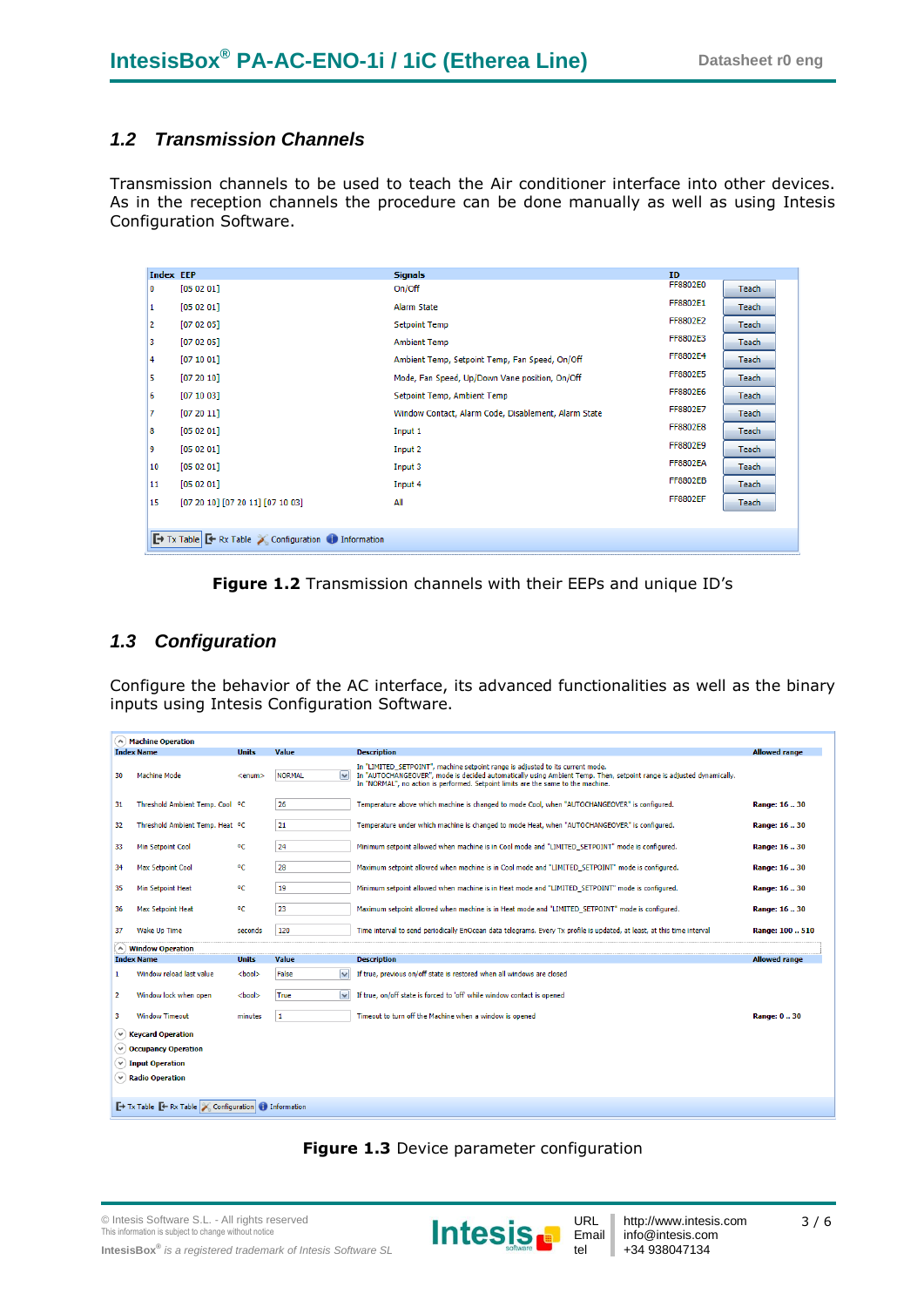## 1.2 Transmission Channels

Transmission channels to be used to teach the Air conditioner interface into other devices. As in the reception channels the procedure can be done manually as well as using Intesis Configuration Software.

| Index | EEP | Signals | ID | |
|---|---|---|---|---|
| 0 | [05 02 01] | On/Off | FF8802E0 | Teach |
| 1 | [05 02 01] | Alarm State | FF8802E1 | Teach |
| 2 | [07 02 05] | Setpoint Temp | FF8802E2 | Teach |
| 3 | [07 02 05] | Ambient Temp | FF8802E3 | Teach |
| 4 | [07 10 01] | Ambient Temp, Setpoint Temp, Fan Speed, On/Off | FF8802E4 | Teach |
| 5 | [07 20 10] | Mode, Fan Speed, Up/Down Vane position, On/Off | FF8802E5 | Teach |
| 6 | [07 10 03] | Setpoint Temp, Ambient Temp | FF8802E6 | Teach |
| 7 | [07 20 11] | Window Contact, Alarm Code, Disablement, Alarm State | FF8802E7 | Teach |
| 8 | [05 02 01] | Input 1 | FF8802E8 | Teach |
| 9 | [05 02 01] | Input 2 | FF8802E9 | Teach |
| 10 | [05 02 01] | Input 3 | FF8802EA | Teach |
| 11 | [05 02 01] | Input 4 | FF8802EB | Teach |
| 15 | [07 20 10] [07 20 11] [07 10 03] | All | FF8802EF | Teach |

Tx Table | Rx Table | Configuration | Information

**Figure 1.2** Transmission channels with their EEPs and unique ID's

## 1.3 Configuration

Configure the behavior of the AC interface, its advanced functionalities as well as the binary inputs using Intesis Configuration Software.

**Machine Operation**

| Index | Name | Units | Value | Description | Allowed range |
|---|---|---|---|---|---|
| 30 | Machine Mode | <enum> | NORMAL | In "LIMITED_SETPOINT", machine setpoint range is adjusted to its current mode. In "AUTOCHANGEOVER", mode is decided automatically using Ambient Temp. Then, setpoint range is adjusted dynamically. In "NORMAL", no action is performed. Setpoint limits are the same to the machine. | |
| 31 | Threshold Ambient Temp. Cool | ºC | 26 | Temperature above which machine is changed to mode Cool, when "AUTOCHANGEOVER" is configured. | Range: 16 .. 30 |
| 32 | Threshold Ambient Temp. Heat | ºC | 21 | Temperature under which machine is changed to mode Heat, when "AUTOCHANGEOVER" is configured. | Range: 16 .. 30 |
| 33 | Min Setpoint Cool | ºC | 24 | Minimum setpoint allowed when machine is in Cool mode and "LIMITED_SETPOINT" mode is configured. | Range: 16 .. 30 |
| 34 | Max Setpoint Cool | ºC | 28 | Maximum setpoint allowed when machine is in Cool mode and "LIMITED_SETPOINT" mode is configured. | Range: 16 .. 30 |
| 35 | Min Setpoint Heat | ºC | 19 | Minimum setpoint allowed when machine is in Heat mode and "LIMITED_SETPOINT" mode is configured. | Range: 16 .. 30 |
| 36 | Max Setpoint Heat | ºC | 23 | Maximum setpoint allowed when machine is in Heat mode and "LIMITED_SETPOINT" mode is configured. | Range: 16 .. 30 |
| 37 | Wake Up Time | seconds | 120 | Time interval to send periodically EnOcean data telegrams. Every Tx profile is updated, at least, at this time interval | Range: 100 .. 510 |

**Window Operation**

| Index | Name | Units | Value | Description | Allowed range |
|---|---|---|---|---|---|
| 1 | Window reload last value | <bool> | False | If true, previous on/off state is restored when all windows are closed | |
| 2 | Window lock when open | <bool> | True | If true, on/off state is forced to 'off' while window contact is opened | |
| 3 | Window Timeout | minutes | 1 | Timeout to turn off the Machine when a window is opened | Range: 0 .. 30 |

Keycard Operation

Occupancy Operation

Input Operation

Radio Operation

Tx Table | Rx Table | Configuration | Information

**Figure 1.3** Device parameter configuration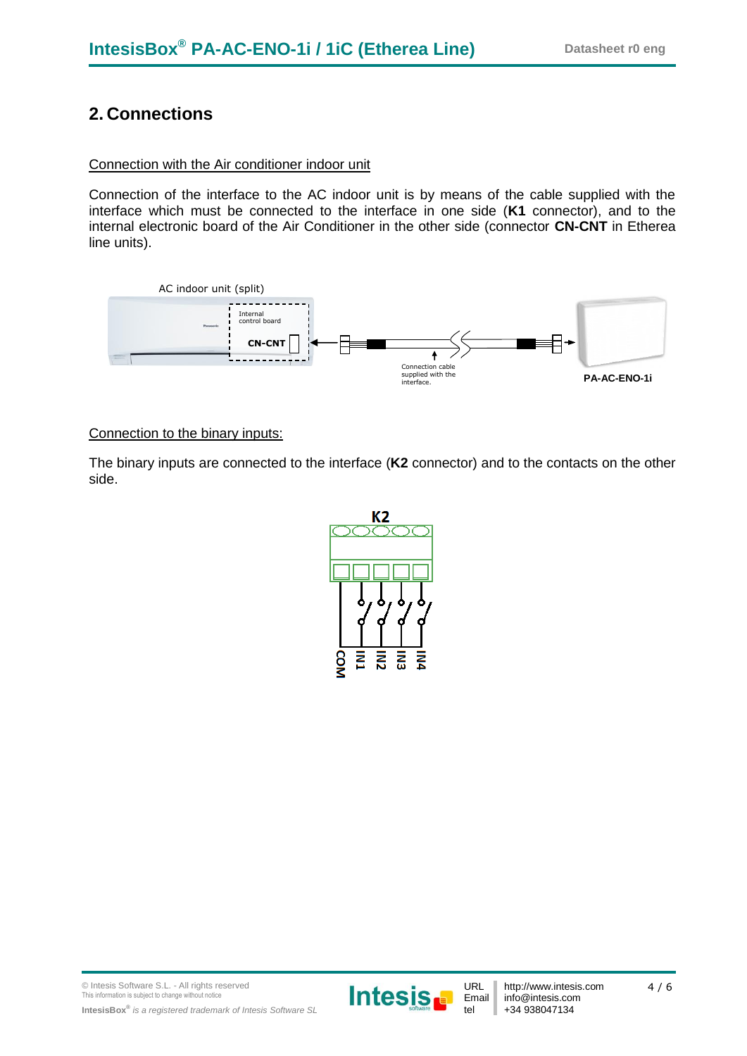## 2. Connections

Connection with the Air conditioner indoor unit

Connection of the interface to the AC indoor unit is by means of the cable supplied with the interface which must be connected to the interface in one side (**K1** connector), and to the internal electronic board of the Air Conditioner in the other side (connector **CN-CNT** in Etherea line units).

AC indoor unit (split)

Internal control board

CN-CNT

Connection cable supplied with the interface.

**PA-AC-ENO-1i**

Connection to the binary inputs:

The binary inputs are connected to the interface (**K2** connector) and to the contacts on the other side.

**K2**

COM IN1 IN2 IN3 IN4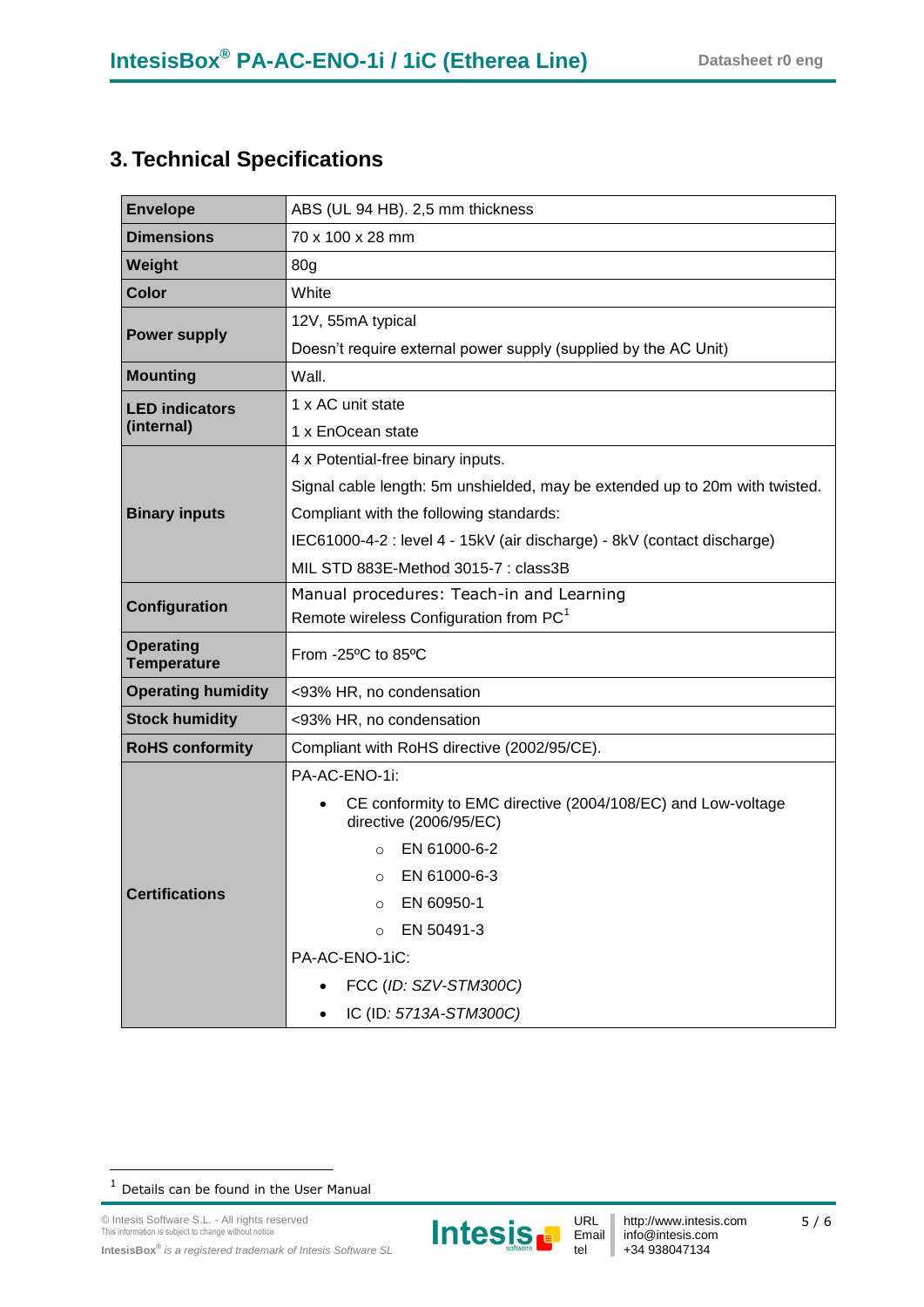## 3. Technical Specifications

| | |
|---|---|
| **Envelope** | ABS (UL 94 HB). 2,5 mm thickness |
| **Dimensions** | 70 x 100 x 28 mm |
| **Weight** | 80g |
| **Color** | White |
| **Power supply** | 12V, 55mA typical<br>Doesn't require external power supply (supplied by the AC Unit) |
| **Mounting** | Wall. |
| **LED indicators (internal)** | 1 x AC unit state<br>1 x EnOcean state |
| **Binary inputs** | 4 x Potential-free binary inputs.<br>Signal cable length: 5m unshielded, may be extended up to 20m with twisted.<br>Compliant with the following standards:<br>IEC61000-4-2 : level 4 - 15kV (air discharge) - 8kV (contact discharge)<br>MIL STD 883E-Method 3015-7 : class3B |
| **Configuration** | Manual procedures: Teach-in and Learning<br>Remote wireless Configuration from PC[1] |
| **Operating Temperature** | From -25ºC to 85ºC |
| **Operating humidity** | <93% HR, no condensation |
| **Stock humidity** | <93% HR, no condensation |
| **RoHS conformity** | Compliant with RoHS directive (2002/95/CE). |
| **Certifications** | PA-AC-ENO-1i:<br>• CE conformity to EMC directive (2004/108/EC) and Low-voltage directive (2006/95/EC)<br>  ○ EN 61000-6-2<br>  ○ EN 61000-6-3<br>  ○ EN 60950-1<br>  ○ EN 50491-3<br>PA-AC-ENO-1iC:<br>• FCC (*ID: SZV-STM300C*)<br>• IC (ID*: 5713A-STM300C*) |

[1] Details can be found in the User Manual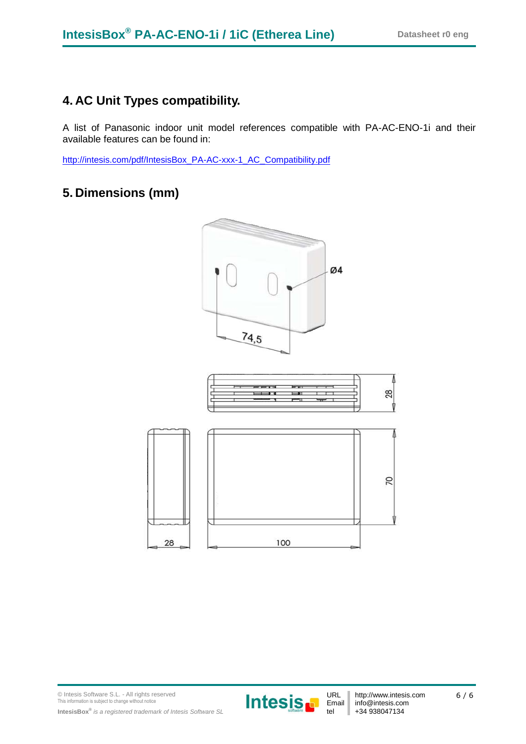## 4. AC Unit Types compatibility.

A list of Panasonic indoor unit model references compatible with PA-AC-ENO-1i and their available features can be found in:

http://intesis.com/pdf/IntesisBox_PA-AC-xxx-1_AC_Compatibility.pdf

## 5. Dimensions (mm)

Ø4

74,5

28

70

28

100